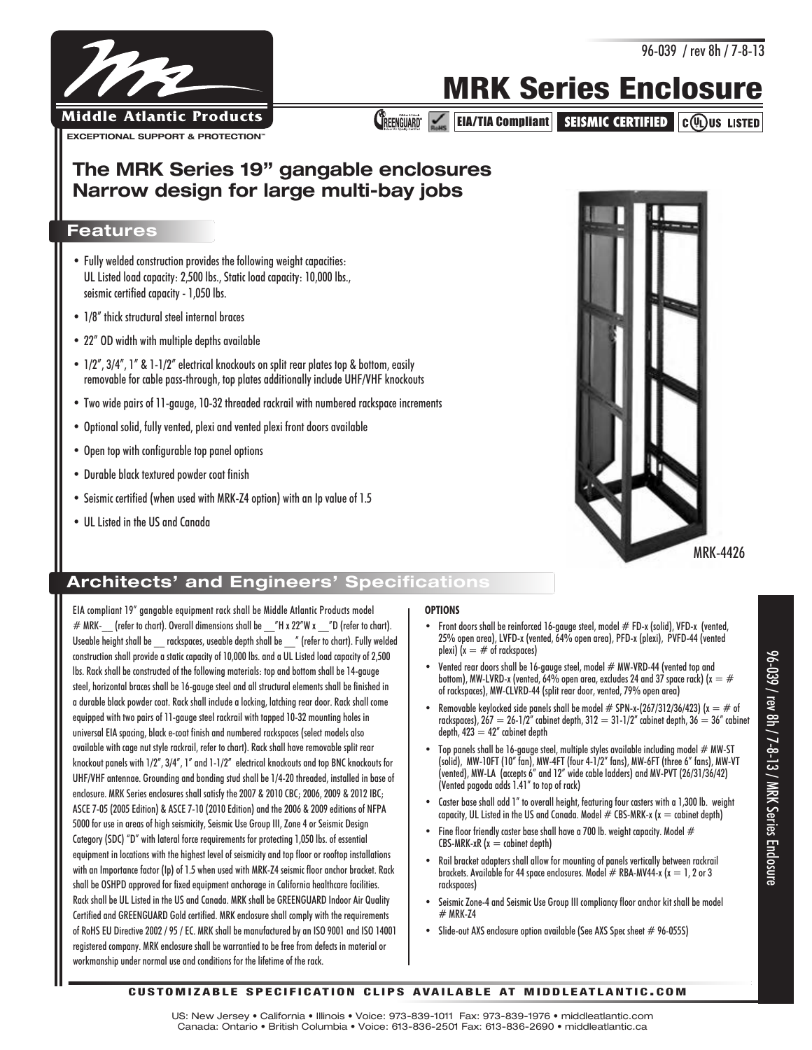# MRK Series Enclosure

Middle Atlantic Products
EXCEPTIONAL SUPPORT & PROTECTION™

GREENGUARD | RoHS | EIA/TIA Compliant | SEISMIC CERTIFIED | c UL us LISTED

## The MRK Series 19" gangable enclosures Narrow design for large multi-bay jobs

### Features

- Fully welded construction provides the following weight capacities: UL Listed load capacity: 2,500 lbs., Static load capacity: 10,000 lbs., seismic certified capacity - 1,050 lbs.
- 1/8" thick structural steel internal braces
- 22" OD width with multiple depths available
- 1/2", 3/4", 1" & 1-1/2" electrical knockouts on split rear plates top & bottom, easily removable for cable pass-through, top plates additionally include UHF/VHF knockouts
- Two wide pairs of 11-gauge, 10-32 threaded rackrail with numbered rackspace increments
- Optional solid, fully vented, plexi and vented plexi front doors available
- Open top with configurable top panel options
- Durable black textured powder coat finish
- Seismic certified (when used with MRK-Z4 option) with an Ip value of 1.5
- UL Listed in the US and Canada

MRK-4426

### Architects' and Engineers' Specifications

EIA compliant 19" gangable equipment rack shall be Middle Atlantic Products model # MRK-__ (refer to chart). Overall dimensions shall be __"H x 22"W x __"D (refer to chart). Useable height shall be __ rackspaces, useable depth shall be __" (refer to chart). Fully welded construction shall provide a static capacity of 10,000 lbs. and a UL Listed load capacity of 2,500 lbs. Rack shall be constructed of the following materials: top and bottom shall be 14-gauge steel, horizontal braces shall be 16-gauge steel and all structural elements shall be finished in a durable black powder coat. Rack shall include a locking, latching rear door. Rack shall come equipped with two pairs of 11-gauge steel rackrail with tapped 10-32 mounting holes in universal EIA spacing, black e-coat finish and numbered rackspaces (select models also available with cage nut style rackrail, refer to chart). Rack shall have removable split rear knockout panels with 1/2", 3/4", 1" and 1-1/2" electrical knockouts and top BNC knockouts for UHF/VHF antennae. Grounding and bonding stud shall be 1/4-20 threaded, installed in base of enclosure. MRK Series enclosures shall satisfy the 2007 & 2010 CBC; 2006, 2009 & 2012 IBC; ASCE 7-05 (2005 Edition) & ASCE 7-10 (2010 Edition) and the 2006 & 2009 editions of NFPA 5000 for use in areas of high seismicity, Seismic Use Group III, Zone 4 or Seismic Design Category (SDC) "D" with lateral force requirements for protecting 1,050 lbs. of essential equipment in locations with the highest level of seismicity and top floor or rooftop installations with an Importance factor (Ip) of 1.5 when used with MRK-Z4 seismic floor anchor bracket. Rack shall be OSHPD approved for fixed equipment anchorage in California healthcare facilities. Rack shall be UL Listed in the US and Canada. MRK shall be GREENGUARD Indoor Air Quality Certified and GREENGUARD Gold certified. MRK enclosure shall comply with the requirements of RoHS EU Directive 2002 / 95 / EC. MRK shall be manufactured by an ISO 9001 and ISO 14001 registered company. MRK enclosure shall be warrantied to be free from defects in material or workmanship under normal use and conditions for the lifetime of the rack.

**OPTIONS**

- Front doors shall be reinforced 16-gauge steel, model # FD-x (solid), VFD-x (vented, 25% open area), LVFD-x (vented, 64% open area), PFD-x (plexi), PVFD-44 (vented plexi) (x = # of rackspaces)
- Vented rear doors shall be 16-gauge steel, model # MW-VRD-44 (vented top and bottom), MW-LVRD-x (vented, 64% open area, excludes 24 and 37 space rack) (x = # of rackspaces), MW-CLVRD-44 (split rear door, vented, 79% open area)
- Removable keylocked side panels shall be model # SPN-x-(267/312/36/423) (x = # of rackspaces), 267 = 26-1/2" cabinet depth, 312 = 31-1/2" cabinet depth, 36 = 36" cabinet depth, 423 = 42" cabinet depth
- Top panels shall be 16-gauge steel, multiple styles available including model # MW-ST (solid), MW-10FT (10" fan), MW-4FT (four 4-1/2" fans), MW-6FT (three 6" fans), MW-VT (vented), MW-LA (accepts 6" and 12" wide cable ladders) and MV-PVT (26/31/36/42) (Vented pagoda adds 1.41" to top of rack)
- Caster base shall add 1" to overall height, featuring four casters with a 1,300 lb. weight capacity, UL Listed in the US and Canada. Model # CBS-MRK-x (x = cabinet depth)
- Fine floor friendly caster base shall have a 700 lb. weight capacity. Model # CBS-MRK-xR (x = cabinet depth)
- Rail bracket adapters shall allow for mounting of panels vertically between rackrail brackets. Available for 44 space enclosures. Model # RBA-MV44-x (x = 1, 2 or 3 rackspaces)
- Seismic Zone-4 and Seismic Use Group III compliancy floor anchor kit shall be model # MRK-Z4
- Slide-out AXS enclosure option available (See AXS Spec sheet # 96-055S)

**CUSTOMIZABLE SPECIFICATION CLIPS AVAILABLE AT MIDDLEATLANTIC.COM**

US: New Jersey • California • Illinois • Voice: 973-839-1011 Fax: 973-839-1976 • middleatlantic.com
Canada: Ontario • British Columbia • Voice: 613-836-2501 Fax: 613-836-2690 • middleatlantic.ca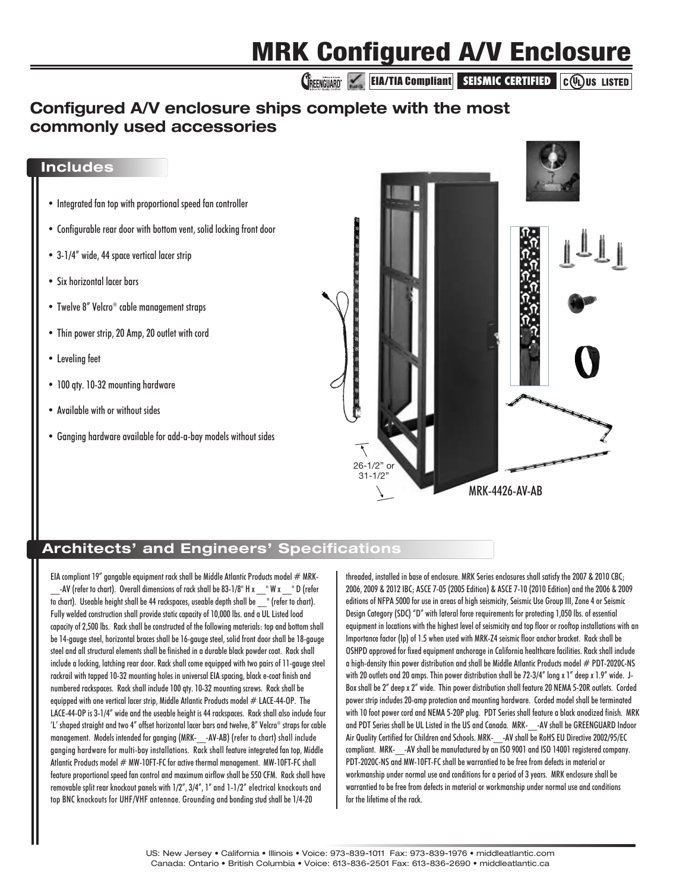# MRK Configured A/V Enclosure

GREENGUARD | RoHS | EIA/TIA Compliant | SEISMIC CERTIFIED | c UL us LISTED

## Configured A/V enclosure ships complete with the most commonly used accessories

### Includes

- Integrated fan top with proportional speed fan controller
- Configurable rear door with bottom vent, solid locking front door
- 3-1/4" wide, 44 space vertical lacer strip
- Six horizontal lacer bars
- Twelve 8" Velcro® cable management straps
- Thin power strip, 20 Amp, 20 outlet with cord
- Leveling feet
- 100 qty. 10-32 mounting hardware
- Available with or without sides
- Ganging hardware available for add-a-bay models without sides

26-1/2" or 31-1/2"

MRK-4426-AV-AB

### Architects' and Engineers' Specifications

EIA compliant 19" gangable equipment rack shall be Middle Atlantic Products model # MRK-__-AV (refer to chart). Overall dimensions of rack shall be 83-1/8" H x __" W x __" D (refer to chart). Useable height shall be 44 rackspaces, useable depth shall be __" (refer to chart). Fully welded construction shall provide static capacity of 10,000 lbs. and a UL Listed load capacity of 2,500 lbs. Rack shall be constructed of the following materials: top and bottom shall be 14-gauge steel, horizontal braces shall be 16-gauge steel, solid front door shall be 18-gauge steel and all structural elements shall be finished in a durable black powder coat. Rack shall include a locking, latching rear door. Rack shall come equipped with two pairs of 11-gauge steel rackrail with tapped 10-32 mounting holes in universal EIA spacing, black e-coat finish and numbered rackspaces. Rack shall include 100 qty. 10-32 mounting screws. Rack shall be equipped with one vertical lacer strip, Middle Atlantic Products model # LACE-44-OP. The LACE-44-OP is 3-1/4" wide and the useable height is 44 rackspaces. Rack shall also include four 'L' shaped straight and two 4" offset horizontal lacer bars and twelve, 8" Velcro® straps for cable management. Models intended for ganging (MRK-__-AV-AB) (refer to chart) shall include ganging hardware for multi-bay installations. Rack shall feature integrated fan top, Middle Atlantic Products model # MW-10FT-FC for active thermal management. MW-10FT-FC shall feature proportional speed fan control and maximum airflow shall be 550 CFM. Rack shall have removable split rear knockout panels with 1/2", 3/4", 1" and 1-1/2" electrical knockouts and top BNC knockouts for UHF/VHF antennae. Grounding and bonding stud shall be 1/4-20 threaded, installed in base of enclosure. MRK Series enclosures shall satisfy the 2007 & 2010 CBC; 2006, 2009 & 2012 IBC; ASCE 7-05 (2005 Edition) & ASCE 7-10 (2010 Edition) and the 2006 & 2009 editions of NFPA 5000 for use in areas of high seismicity, Seismic Use Group III, Zone 4 or Seismic Design Category (SDC) "D" with lateral force requirements for protecting 1,050 lbs. of essential equipment in locations with the highest level of seismicity and top floor or rooftop installations with an Importance factor (Ip) of 1.5 when used with MRK-Z4 seismic floor anchor bracket. Rack shall be OSHPD approved for fixed equipment anchorage in California healthcare facilities. Rack shall include a high-density thin power distribution and shall be Middle Atlantic Products model # PDT-2020C-NS with 20 outlets and 20 amps. Thin power distribution shall be 72-3/4" long x 1" deep x 1.9" wide. J-Box shall be 2" deep x 2" wide. Thin power distribution shall feature 20 NEMA 5-20R outlets. Corded power strip includes 20-amp protection and mounting hardware. Corded model shall be terminated with 10 foot power cord and NEMA 5-20P plug. PDT Series shall feature a black anodized finish. MRK and PDT Series shall be UL Listed in the US and Canada. MRK-__-AV shall be GREENGUARD Indoor Air Quality Certified for Children and Schools. MRK-__-AV shall be RoHS EU Directive 2002/95/EC compliant. MRK-__-AV shall be manufactured by an ISO 9001 and ISO 14001 registered company. PDT-2020C-NS and MW-10FT-FC shall be warrantied to be free from defects in material or workmanship under normal use and conditions for a period of 3 years. MRK enclosure shall be warrantied to be free from defects in material or workmanship under normal use and conditions for the lifetime of the rack.

US: New Jersey • California • Illinois • Voice: 973-839-1011 Fax: 973-839-1976 • middleatlantic.com
Canada: Ontario • British Columbia • Voice: 613-836-2501 Fax: 613-836-2690 • middleatlantic.ca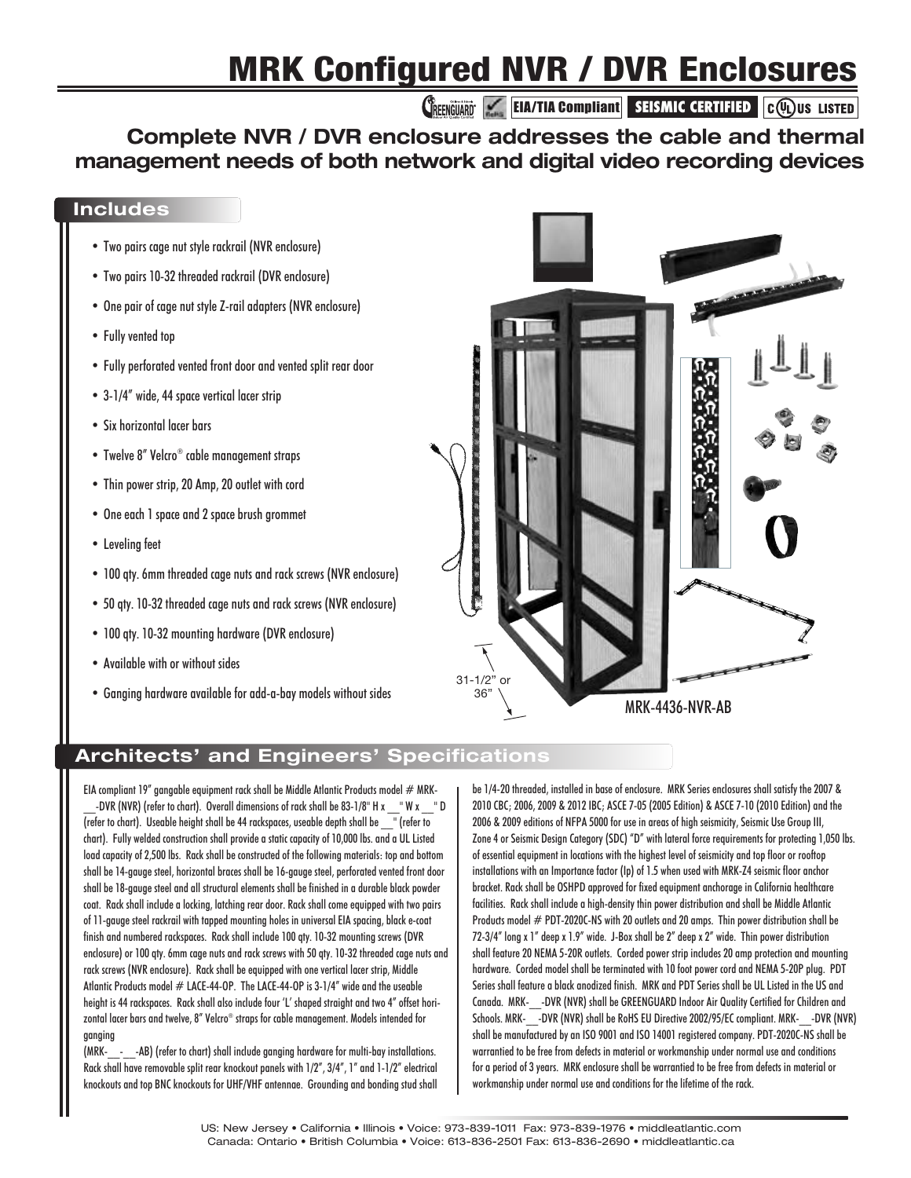# MRK Configured NVR / DVR Enclosures

GREENGUARD | RoHS | EIA/TIA Compliant | SEISMIC CERTIFIED | c UL us LISTED

## Complete NVR / DVR enclosure addresses the cable and thermal management needs of both network and digital video recording devices

### Includes

- Two pairs cage nut style rackrail (NVR enclosure)
- Two pairs 10-32 threaded rackrail (DVR enclosure)
- One pair of cage nut style Z-rail adapters (NVR enclosure)
- Fully vented top
- Fully perforated vented front door and vented split rear door
- 3-1/4" wide, 44 space vertical lacer strip
- Six horizontal lacer bars
- Twelve 8" Velcro® cable management straps
- Thin power strip, 20 Amp, 20 outlet with cord
- One each 1 space and 2 space brush grommet
- Leveling feet
- 100 qty. 6mm threaded cage nuts and rack screws (NVR enclosure)
- 50 qty. 10-32 threaded cage nuts and rack screws (NVR enclosure)
- 100 qty. 10-32 mounting hardware (DVR enclosure)
- Available with or without sides
- Ganging hardware available for add-a-bay models without sides

31-1/2" or 36"

MRK-4436-NVR-AB

### Architects' and Engineers' Specifications

EIA compliant 19" gangable equipment rack shall be Middle Atlantic Products model # MRK-__-DVR (NVR) (refer to chart). Overall dimensions of rack shall be 83-1/8" H x __" W x __" D (refer to chart). Useable height shall be 44 rackspaces, useable depth shall be __" (refer to chart). Fully welded construction shall provide a static capacity of 10,000 lbs. and a UL Listed load capacity of 2,500 lbs. Rack shall be constructed of the following materials: top and bottom shall be 14-gauge steel, horizontal braces shall be 16-gauge steel, perforated vented front door shall be 18-gauge steel and all structural elements shall be finished in a durable black powder coat. Rack shall include a locking, latching rear door. Rack shall come equipped with two pairs of 11-gauge steel rackrail with tapped mounting holes in universal EIA spacing, black e-coat finish and numbered rackspaces. Rack shall include 100 qty. 10-32 mounting screws (DVR enclosure) or 100 qty. 6mm cage nuts and rack screws with 50 qty. 10-32 threaded cage nuts and rack screws (NVR enclosure). Rack shall be equipped with one vertical lacer strip, Middle Atlantic Products model # LACE-44-OP. The LACE-44-OP is 3-1/4" wide and the useable height is 44 rackspaces. Rack shall also include four 'L' shaped straight and two 4" offset horizontal lacer bars and twelve, 8" Velcro® straps for cable management. Models intended for ganging (MRK-__-__-AB) (refer to chart) shall include ganging hardware for multi-bay installations. Rack shall have removable split rear knockout panels with 1/2", 3/4", 1" and 1-1/2" electrical knockouts and top BNC knockouts for UHF/VHF antennae. Grounding and bonding stud shall be 1/4-20 threaded, installed in base of enclosure. MRK Series enclosures shall satisfy the 2007 & 2010 CBC; 2006, 2009 & 2012 IBC; ASCE 7-05 (2005 Edition) & ASCE 7-10 (2010 Edition) and the 2006 & 2009 editions of NFPA 5000 for use in areas of high seismicity, Seismic Use Group III, Zone 4 or Seismic Design Category (SDC) "D" with lateral force requirements for protecting 1,050 lbs. of essential equipment in locations with the highest level of seismicity and top floor or rooftop installations with an Importance factor (Ip) of 1.5 when used with MRK-Z4 seismic floor anchor bracket. Rack shall be OSHPD approved for fixed equipment anchorage in California healthcare facilities. Rack shall include a high-density thin power distribution and shall be Middle Atlantic Products model # PDT-2020C-NS with 20 outlets and 20 amps. Thin power distribution shall be 72-3/4" long x 1" deep x 1.9" wide. J-Box shall be 2" deep x 2" wide. Thin power distribution shall feature 20 NEMA 5-20R outlets. Corded power strip includes 20 amp protection and mounting hardware. Corded model shall be terminated with 10 foot power cord and NEMA 5-20P plug. PDT Series shall feature a black anodized finish. MRK and PDT Series shall be UL Listed in the US and Canada. MRK-__-DVR (NVR) shall be GREENGUARD Indoor Air Quality Certified for Children and Schools. MRK-__-DVR (NVR) shall be RoHS EU Directive 2002/95/EC compliant. MRK-__-DVR (NVR) shall be manufactured by an ISO 9001 and ISO 14001 registered company. PDT-2020C-NS shall be warrantied to be free from defects in material or workmanship under normal use and conditions for a period of 3 years. MRK enclosure shall be warrantied to be free from defects in material or workmanship under normal use and conditions for the lifetime of the rack.

US: New Jersey • California • Illinois • Voice: 973-839-1011 Fax: 973-839-1976 • middleatlantic.com
Canada: Ontario • British Columbia • Voice: 613-836-2501 Fax: 613-836-2690 • middleatlantic.ca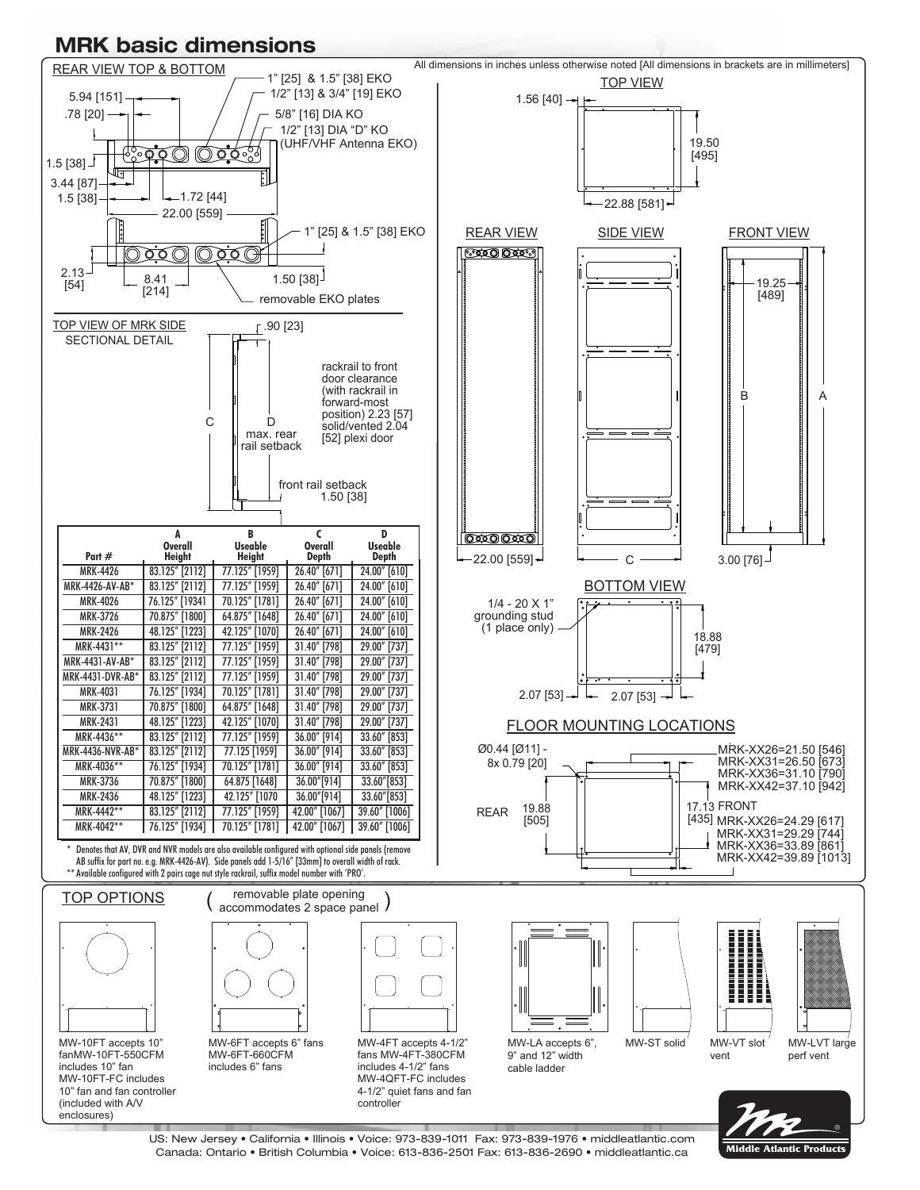# MRK basic dimensions

All dimensions in inches unless otherwise noted [All dimensions in brackets are in millimeters]

## REAR VIEW TOP & BOTTOM

1" [25] & 1.5" [38] EKO
1/2" [13] & 3/4" [19] EKO
5.94 [151]
.78 [20]
5/8" [16] DIA KO
1/2" [13] DIA "D" KO (UHF/VHF Antenna EKO)
1.5 [38]
3.44 [87]
1.5 [38]
1.72 [44]
22.00 [559]
1" [25] & 1.5" [38] EKO
2.13 [54]
8.41 [214]
1.50 [38]
removable EKO plates

## TOP VIEW

1.56 [40]
19.50 [495]
22.88 [581]

## REAR VIEW

22.00 [559]

## SIDE VIEW

B
C

## FRONT VIEW

19.25 [489]
A
3.00 [76]

## TOP VIEW OF MRK SIDE SECTIONAL DETAIL

.90 [23]
C
D max. rear rail setback
rackrail to front door clearance (with rackrail in forward-most position) 2.23 [57] solid/vented 2.04 [52] plexi door
front rail setback 1.50 [38]

| Part # | A Overall Height | B Useable Height | C Overall Depth | D Useable Depth |
|---|---|---|---|---|
| MRK-4426 | 83.125" [2112] | 77.125" [1959] | 26.40" [671] | 24.00" [610] |
| MRK-4426-AV-AB* | 83.125" [2112] | 77.125" [1959] | 26.40" [671] | 24.00" [610] |
| MRK-4026 | 76.125" [19341 | 70.125" [1781] | 26.40" [671] | 24.00" [610] |
| MRK-3726 | 70.875" [1800] | 64.875" [1648] | 26.40" [671] | 24.00" [610] |
| MRK-2426 | 48.125" [1223] | 42.125" [1070] | 26.40" [671] | 24.00" [610] |
| MRK-4431** | 83.125" [2112] | 77.125" [1959] | 31.40" [798] | 29.00" [737] |
| MRK-4431-AV-AB* | 83.125" [2112] | 77.125" [1959] | 31.40" [798] | 29.00" [737] |
| MRK-4431-DVR-AB* | 83.125" [2112] | 77.125" [1959] | 31.40" [798] | 29.00" [737] |
| MRK-4031 | 76.125" [1934] | 70.125" [1781] | 31.40" [798] | 29.00" [737] |
| MRK-3731 | 70.875" [1800] | 64.875" [1648] | 31.40" [798] | 29.00" [737] |
| MRK-2431 | 48.125" [1223] | 42.125" [1070] | 31.40" [798] | 29.00" [737] |
| MRK-4436** | 83.125" [2112] | 77.125" [1959] | 36.00" [914] | 33.60" [853] |
| MRK-4436-NVR-AB* | 83.125" [2112] | 77.125 [1959] | 36.00" [914] | 33.60" [853] |
| MRK-4036** | 76.125" [1934] | 70.125" [1781] | 36.00" [914] | 33.60" [853] |
| MRK-3736 | 70.875" [1800] | 64.875 [1648] | 36.00"[914] | 33.60"[853] |
| MRK-2436 | 48.125" [1223] | 42.125" [1070 | 36.00"[914] | 33.60"[853] |
| MRK-4442** | 83.125" [2112] | 77.125" [1959] | 42.00" [1067] | 39.60" [1006] |
| MRK-4042** | 76.125" [1934] | 70.125" [1781] | 42.00" [1067] | 39.60" [1006] |

\* Denotes that AV, DVR and NVR models are also available configured with optional side panels (remove AB suffix for part no. e.g. MRK-4426-AV). Side panels add 1-5/16" [33mm] to overall width of rack.
** Available configured with 2 pairs cage nut style rackrail, suffix model number with 'PRO'.

## BOTTOM VIEW

1/4 - 20 X 1" grounding stud (1 place only)
18.88 [479]
2.07 [53]
2.07 [53]

## FLOOR MOUNTING LOCATIONS

Ø0.44 [Ø11] - 8x 0.79 [20]
MRK-XX26=21.50 [546]
MRK-XX31=26.50 [673]
MRK-XX36=31.10 [790]
MRK-XX42=37.10 [942]
REAR 19.88 [505]
17.13 [435] FRONT
MRK-XX26=24.29 [617]
MRK-XX31=29.29 [744]
MRK-XX36=33.89 [861]
MRK-XX42=39.89 [1013]

## TOP OPTIONS

(removable plate opening accommodates 2 space panel)

MW-10FT accepts 10" fanMW-10FT-550CFM includes 10" fan MW-10FT-FC includes 10" fan and fan controller (included with A/V enclosures)

MW-6FT accepts 6" fans MW-6FT-660CFM includes 6" fans

MW-4FT accepts 4-1/2" fans MW-4FT-380CFM includes 4-1/2" fans MW-4QFT-FC includes 4-1/2" quiet fans and fan controller

MW-LA accepts 6", 9" and 12" width cable ladder

MW-ST solid

MW-VT slot vent

MW-LVT large perf vent

Middle Atlantic Products

US: New Jersey • California • Illinois • Voice: 973-839-1011 Fax: 973-839-1976 • middleatlantic.com
Canada: Ontario • British Columbia • Voice: 613-836-2501 Fax: 613-836-2690 • middleatlantic.ca